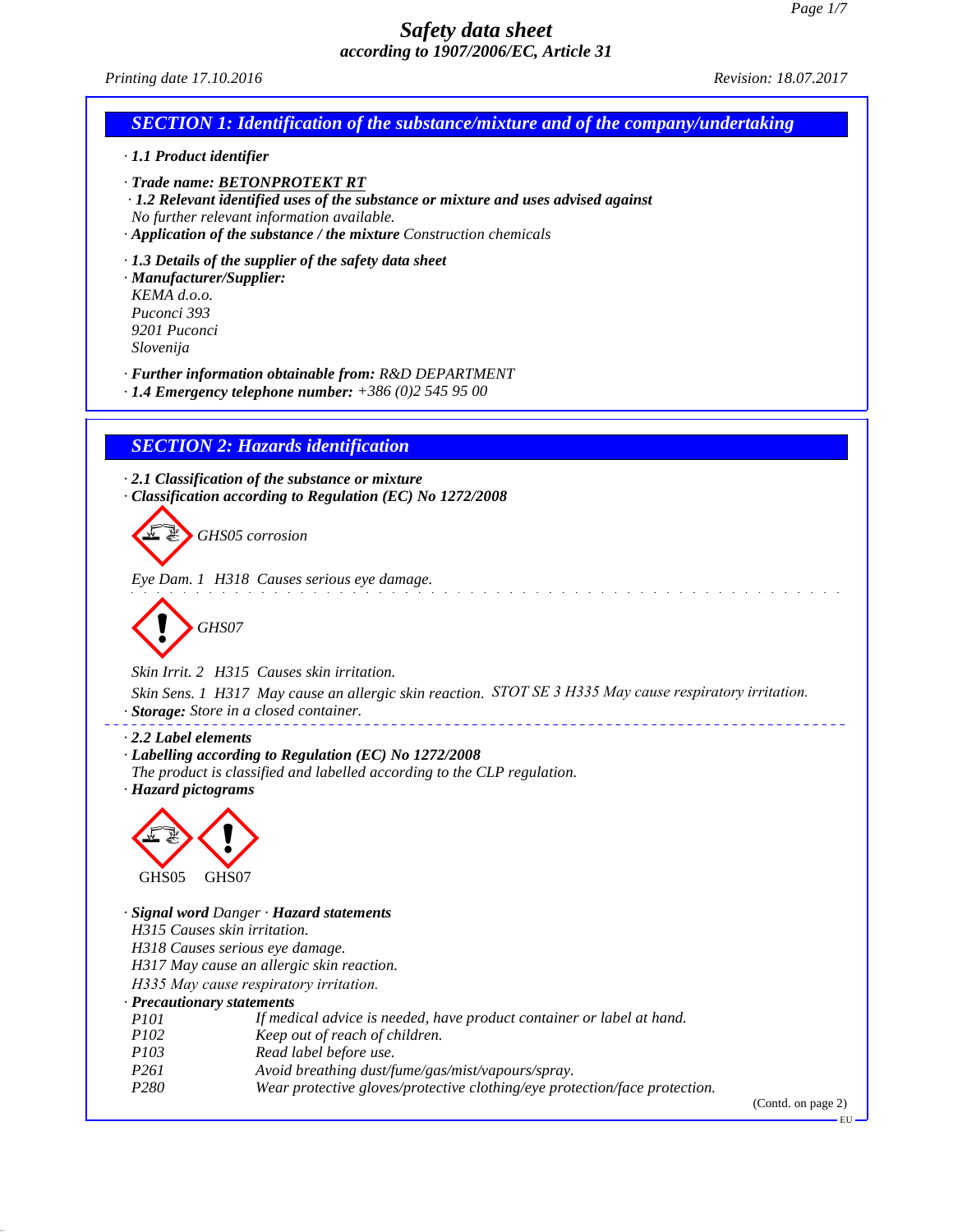# Safety data sheet

## according to 1907/2006/EC, Article 31

Printing date 17.10.2016 Revision: 18.07.2017

## SECTION 1: Identification of the substance/mixture and of the company/undertaking

· **1.1 Product identifier**

· **Trade name: BETONPROTEKT RT**

· **1.2 Relevant identified uses of the substance or mixture and uses advised against**
No further relevant information available.

· **Application of the substance / the mixture** Construction chemicals

· **1.3 Details of the supplier of the safety data sheet**

· **Manufacturer/Supplier:**
KEMA d.o.o.
Puconci 393
9201 Puconci
Slovenija

· **Further information obtainable from:** R&D DEPARTMENT

· **1.4 Emergency telephone number:** +386 (0)2 545 95 00

## SECTION 2: Hazards identification

· **2.1 Classification of the substance or mixture**

· **Classification according to Regulation (EC) No 1272/2008**

GHS05 corrosion

Eye Dam. 1 H318 Causes serious eye damage.

GHS07

Skin Irrit. 2 H315 Causes skin irritation.

Skin Sens. 1 H317 May cause an allergic skin reaction. STOT SE 3 H335 May cause respiratory irritation.

· **Storage:** Store in a closed container.

· **2.2 Label elements**

· **Labelling according to Regulation (EC) No 1272/2008**
The product is classified and labelled according to the CLP regulation.

· **Hazard pictograms**

GHS05 GHS07

· **Signal word** Danger · **Hazard statements**
H315 Causes skin irritation.
H318 Causes serious eye damage.
H317 May cause an allergic skin reaction.
H335 May cause respiratory irritation.

· **Precautionary statements**

| | |
|---|---|
| P101 | If medical advice is needed, have product container or label at hand. |
| P102 | Keep out of reach of children. |
| P103 | Read label before use. |
| P261 | Avoid breathing dust/fume/gas/mist/vapours/spray. |
| P280 | Wear protective gloves/protective clothing/eye protection/face protection. |

(Contd. on page 2)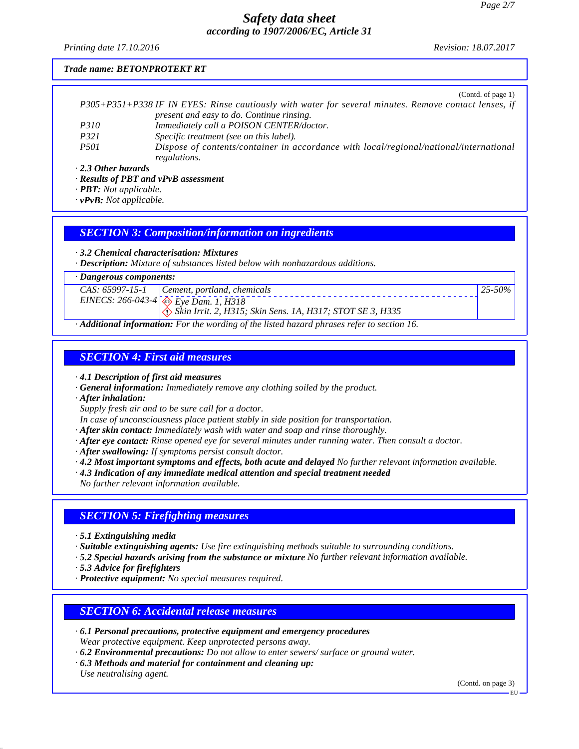(Contd. of page 1)

| | |
|---|---|
| *P305+P351+P338* | *IF IN EYES: Rinse cautiously with water for several minutes. Remove contact lenses, if present and easy to do. Continue rinsing.* |
| *P310* | *Immediately call a POISON CENTER/doctor.* |
| *P321* | *Specific treatment (see on this label).* |
| *P501* | *Dispose of contents/container in accordance with local/regional/national/international regulations.* |

· ***2.3 Other hazards***

· ***Results of PBT and vPvB assessment***

· ***PBT:*** *Not applicable.*

· ***vPvB:*** *Not applicable.*

## SECTION 3: Composition/information on ingredients

· ***3.2 Chemical characterisation: Mixtures***

· ***Description:*** *Mixture of substances listed below with nonhazardous additions.*

| · ***Dangerous components:*** | | |
|---|---|---|
| *CAS: 65997-15-1*<br>*EINECS: 266-043-4* | *Cement, portland, chemicals*<br>*Eye Dam. 1, H318*<br>*Skin Irrit. 2, H315; Skin Sens. 1A, H317; STOT SE 3, H335* | *25-50%* |

· ***Additional information:*** *For the wording of the listed hazard phrases refer to section 16.*

## SECTION 4: First aid measures

· ***4.1 Description of first aid measures***

· ***General information:*** *Immediately remove any clothing soiled by the product.*

· ***After inhalation:***

*Supply fresh air and to be sure call for a doctor.*

*In case of unconsciousness place patient stably in side position for transportation.*

· ***After skin contact:*** *Immediately wash with water and soap and rinse thoroughly.*

· ***After eye contact:*** *Rinse opened eye for several minutes under running water. Then consult a doctor.*

· ***After swallowing:*** *If symptoms persist consult doctor.*

· ***4.2 Most important symptoms and effects, both acute and delayed*** *No further relevant information available.*

· ***4.3 Indication of any immediate medical attention and special treatment needed***

*No further relevant information available.*

## SECTION 5: Firefighting measures

· ***5.1 Extinguishing media***

· ***Suitable extinguishing agents:*** *Use fire extinguishing methods suitable to surrounding conditions.*

· ***5.2 Special hazards arising from the substance or mixture*** *No further relevant information available.*

· ***5.3 Advice for firefighters***

· ***Protective equipment:*** *No special measures required.*

## SECTION 6: Accidental release measures

· ***6.1 Personal precautions, protective equipment and emergency procedures***

*Wear protective equipment. Keep unprotected persons away.*

· ***6.2 Environmental precautions:*** *Do not allow to enter sewers/ surface or ground water.*

· ***6.3 Methods and material for containment and cleaning up:***

*Use neutralising agent.*

(Contd. on page 3)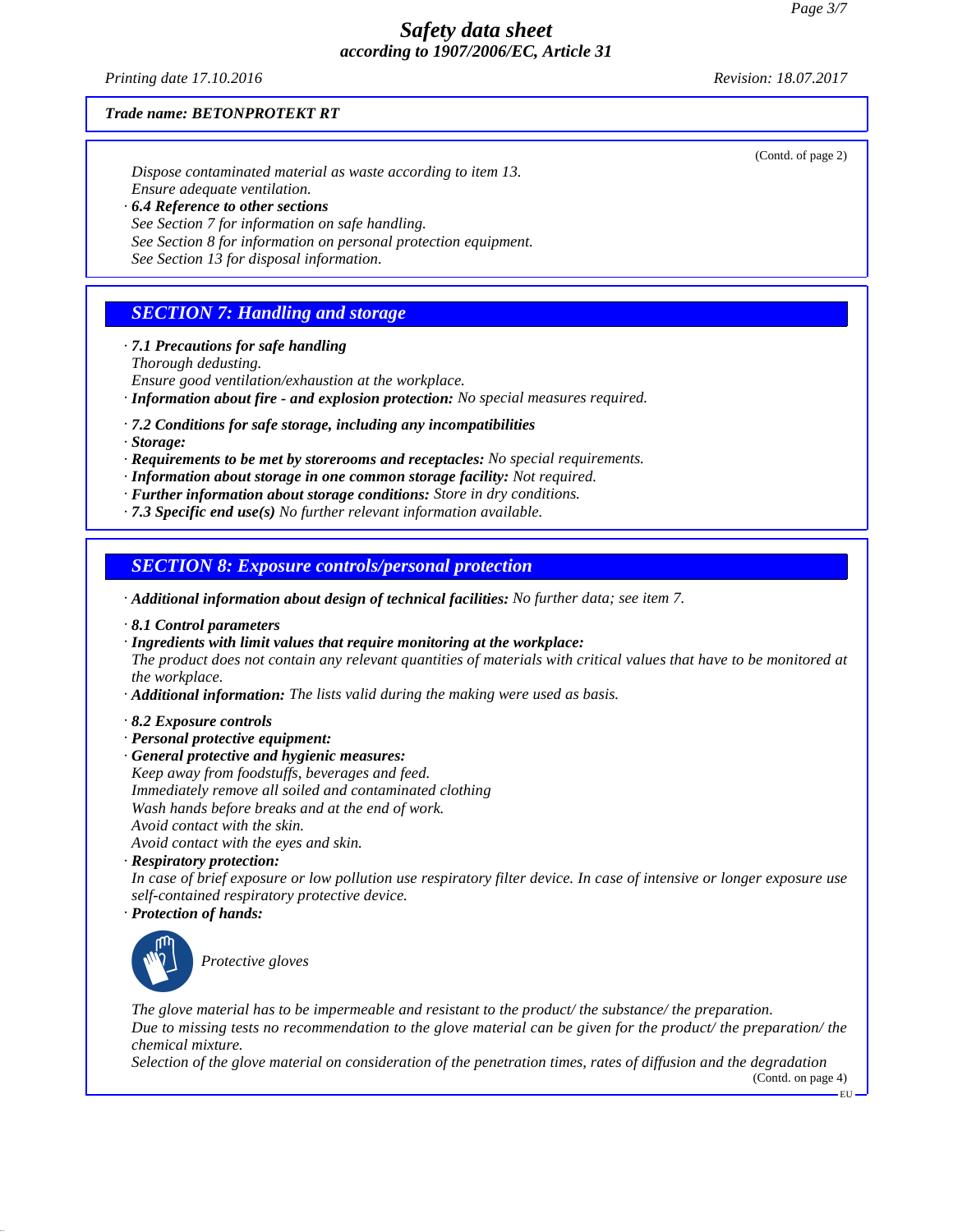*Trade name: BETONPROTEKT RT*

(Contd. of page 2)

Dispose contaminated material as waste according to item 13.
Ensure adequate ventilation.

· **6.4 Reference to other sections**
See Section 7 for information on safe handling.
See Section 8 for information on personal protection equipment.
See Section 13 for disposal information.

## SECTION 7: Handling and storage

· **7.1 Precautions for safe handling**
Thorough dedusting.
Ensure good ventilation/exhaustion at the workplace.

· **Information about fire - and explosion protection:** No special measures required.

· **7.2 Conditions for safe storage, including any incompatibilities**
· **Storage:**
· **Requirements to be met by storerooms and receptacles:** No special requirements.
· **Information about storage in one common storage facility:** Not required.
· **Further information about storage conditions:** Store in dry conditions.
· **7.3 Specific end use(s)** No further relevant information available.

## SECTION 8: Exposure controls/personal protection

· **Additional information about design of technical facilities:** No further data; see item 7.

· **8.1 Control parameters**
· **Ingredients with limit values that require monitoring at the workplace:**
The product does not contain any relevant quantities of materials with critical values that have to be monitored at the workplace.
· **Additional information:** The lists valid during the making were used as basis.

· **8.2 Exposure controls**
· **Personal protective equipment:**
· **General protective and hygienic measures:**
Keep away from foodstuffs, beverages and feed.
Immediately remove all soiled and contaminated clothing
Wash hands before breaks and at the end of work.
Avoid contact with the skin.
Avoid contact with the eyes and skin.
· **Respiratory protection:**
In case of brief exposure or low pollution use respiratory filter device. In case of intensive or longer exposure use self-contained respiratory protective device.
· **Protection of hands:**

Protective gloves

The glove material has to be impermeable and resistant to the product/ the substance/ the preparation.
Due to missing tests no recommendation to the glove material can be given for the product/ the preparation/ the chemical mixture.
Selection of the glove material on consideration of the penetration times, rates of diffusion and the degradation

(Contd. on page 4)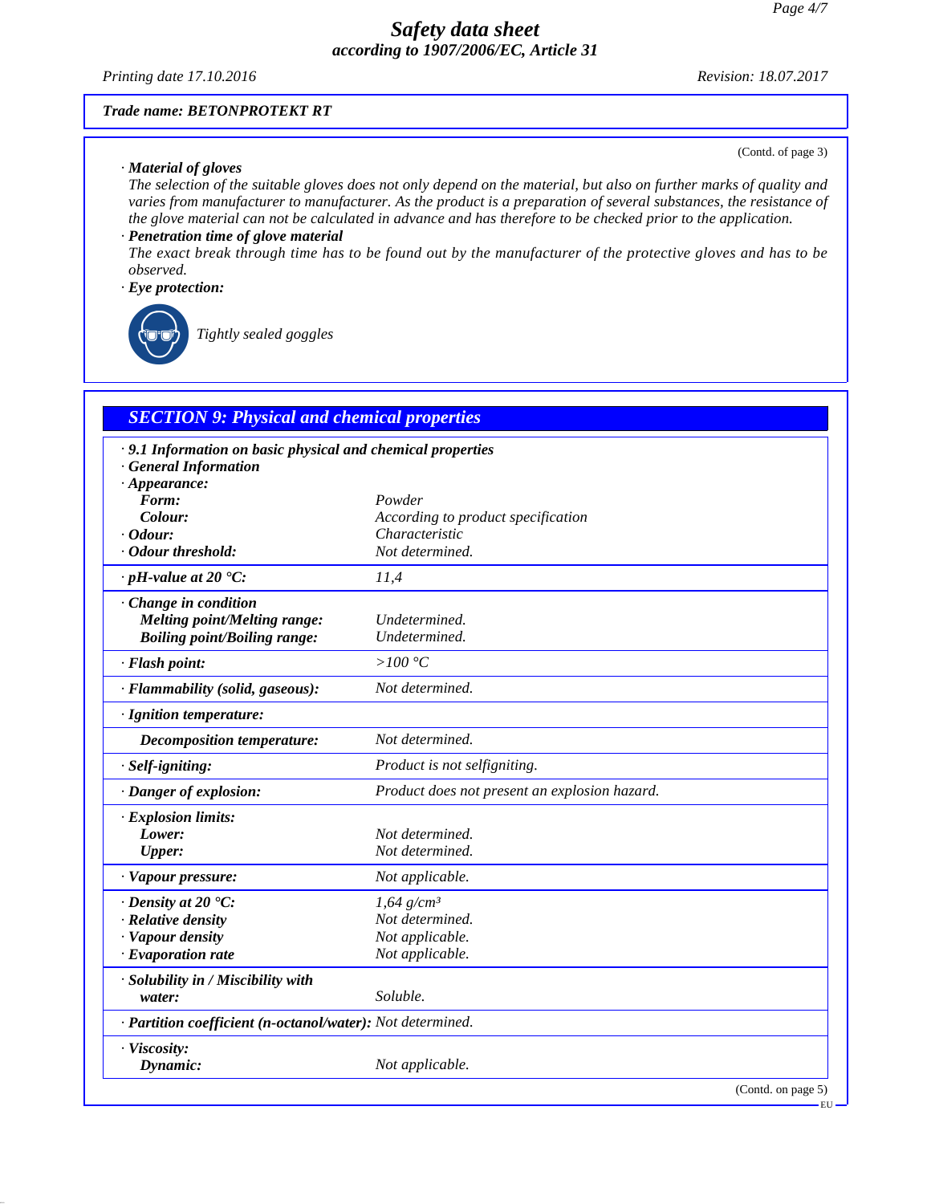Trade name: BETONPROTEKT RT

(Contd. of page 3)

· **Material of gloves**
The selection of the suitable gloves does not only depend on the material, but also on further marks of quality and varies from manufacturer to manufacturer. As the product is a preparation of several substances, the resistance of the glove material can not be calculated in advance and has therefore to be checked prior to the application.

· **Penetration time of glove material**
The exact break through time has to be found out by the manufacturer of the protective gloves and has to be observed.

· **Eye protection:**

Tightly sealed goggles

## SECTION 9: Physical and chemical properties

· **9.1 Information on basic physical and chemical properties**

· **General Information**

| Property | Value |
|---|---|
| · **Appearance:** | |
| **Form:** | Powder |
| **Colour:** | According to product specification |
| · **Odour:** | Characteristic |
| · **Odour threshold:** | Not determined. |
| · **pH-value at 20 °C:** | 11,4 |
| · **Change in condition** | |
| **Melting point/Melting range:** | Undetermined. |
| **Boiling point/Boiling range:** | Undetermined. |
| · **Flash point:** | >100 °C |
| · **Flammability (solid, gaseous):** | Not determined. |
| · **Ignition temperature:** | |
| **Decomposition temperature:** | Not determined. |
| · **Self-igniting:** | Product is not selfigniting. |
| · **Danger of explosion:** | Product does not present an explosion hazard. |
| · **Explosion limits:** | |
| **Lower:** | Not determined. |
| **Upper:** | Not determined. |
| · **Vapour pressure:** | Not applicable. |
| · **Density at 20 °C:** | 1,64 g/cm³ |
| · **Relative density** | Not determined. |
| · **Vapour density** | Not applicable. |
| · **Evaporation rate** | Not applicable. |
| · **Solubility in / Miscibility with** | |
| **water:** | Soluble. |
| · **Partition coefficient (n-octanol/water):** | Not determined. |
| · **Viscosity:** | |
| **Dynamic:** | Not applicable. |

(Contd. on page 5)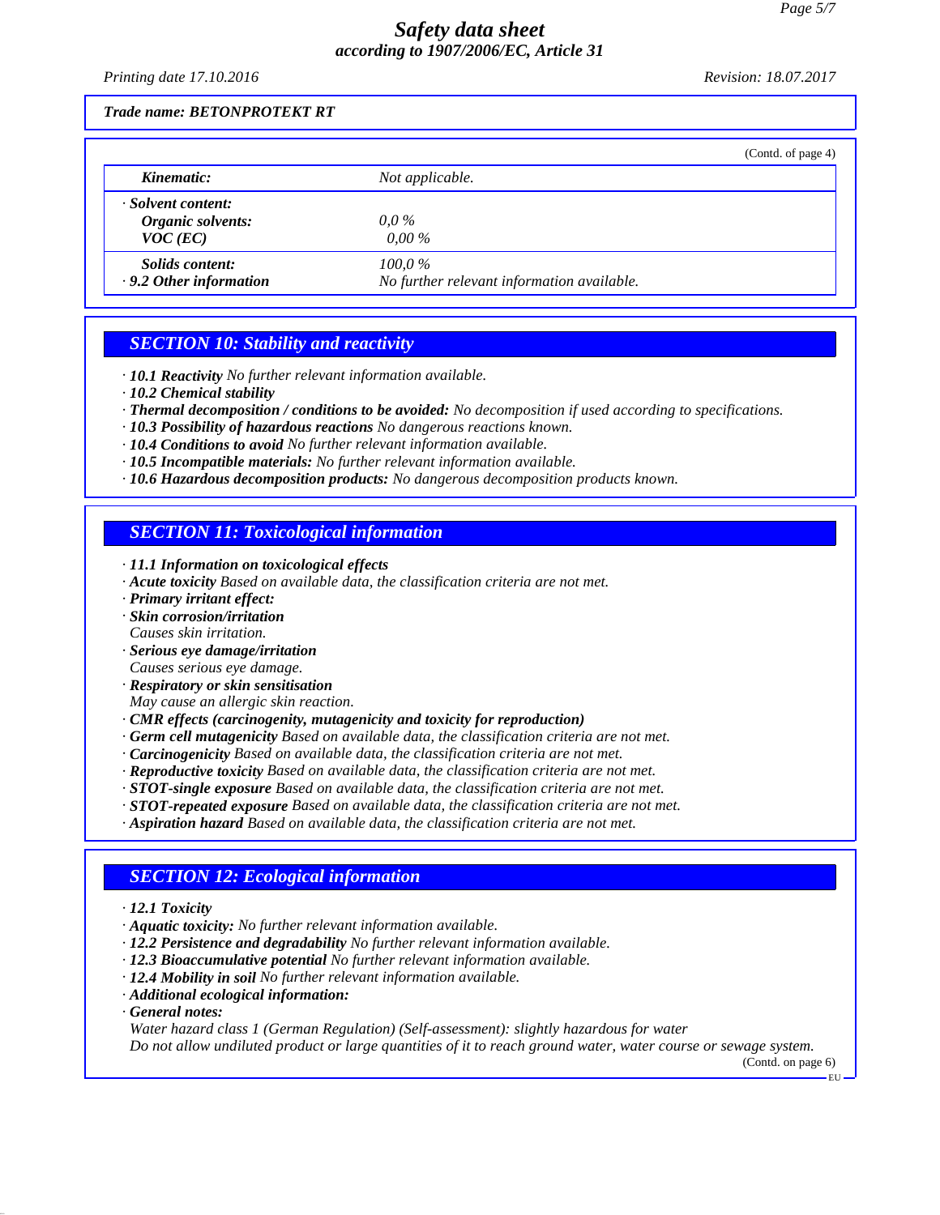**Trade name: BETONPROTEKT RT**

(Contd. of page 4)

| | |
|---|---|
| ***Kinematic:*** | *Not applicable.* |
| *· **Solvent content:*** | |
| ***Organic solvents:*** | *0,0 %* |
| ***VOC (EC)*** | *0,00 %* |
| ***Solids content:*** | *100,0 %* |
| *· **9.2 Other information*** | *No further relevant information available.* |

## SECTION 10: Stability and reactivity

- ***10.1 Reactivity*** *No further relevant information available.*
- ***10.2 Chemical stability***
- ***Thermal decomposition / conditions to be avoided:*** *No decomposition if used according to specifications.*
- ***10.3 Possibility of hazardous reactions*** *No dangerous reactions known.*
- ***10.4 Conditions to avoid*** *No further relevant information available.*
- ***10.5 Incompatible materials:*** *No further relevant information available.*
- ***10.6 Hazardous decomposition products:*** *No dangerous decomposition products known.*

## SECTION 11: Toxicological information

- ***11.1 Information on toxicological effects***
- ***Acute toxicity*** *Based on available data, the classification criteria are not met.*
- ***Primary irritant effect:***
- ***Skin corrosion/irritation***
  *Causes skin irritation.*
- ***Serious eye damage/irritation***
  *Causes serious eye damage.*
- ***Respiratory or skin sensitisation***
  *May cause an allergic skin reaction.*
- ***CMR effects (carcinogenity, mutagenicity and toxicity for reproduction)***
- ***Germ cell mutagenicity*** *Based on available data, the classification criteria are not met.*
- ***Carcinogenicity*** *Based on available data, the classification criteria are not met.*
- ***Reproductive toxicity*** *Based on available data, the classification criteria are not met.*
- ***STOT-single exposure*** *Based on available data, the classification criteria are not met.*
- ***STOT-repeated exposure*** *Based on available data, the classification criteria are not met.*
- ***Aspiration hazard*** *Based on available data, the classification criteria are not met.*

## SECTION 12: Ecological information

- ***12.1 Toxicity***
- ***Aquatic toxicity:*** *No further relevant information available.*
- ***12.2 Persistence and degradability*** *No further relevant information available.*
- ***12.3 Bioaccumulative potential*** *No further relevant information available.*
- ***12.4 Mobility in soil*** *No further relevant information available.*
- ***Additional ecological information:***
- ***General notes:***
  *Water hazard class 1 (German Regulation) (Self-assessment): slightly hazardous for water*
  *Do not allow undiluted product or large quantities of it to reach ground water, water course or sewage system.*

(Contd. on page 6)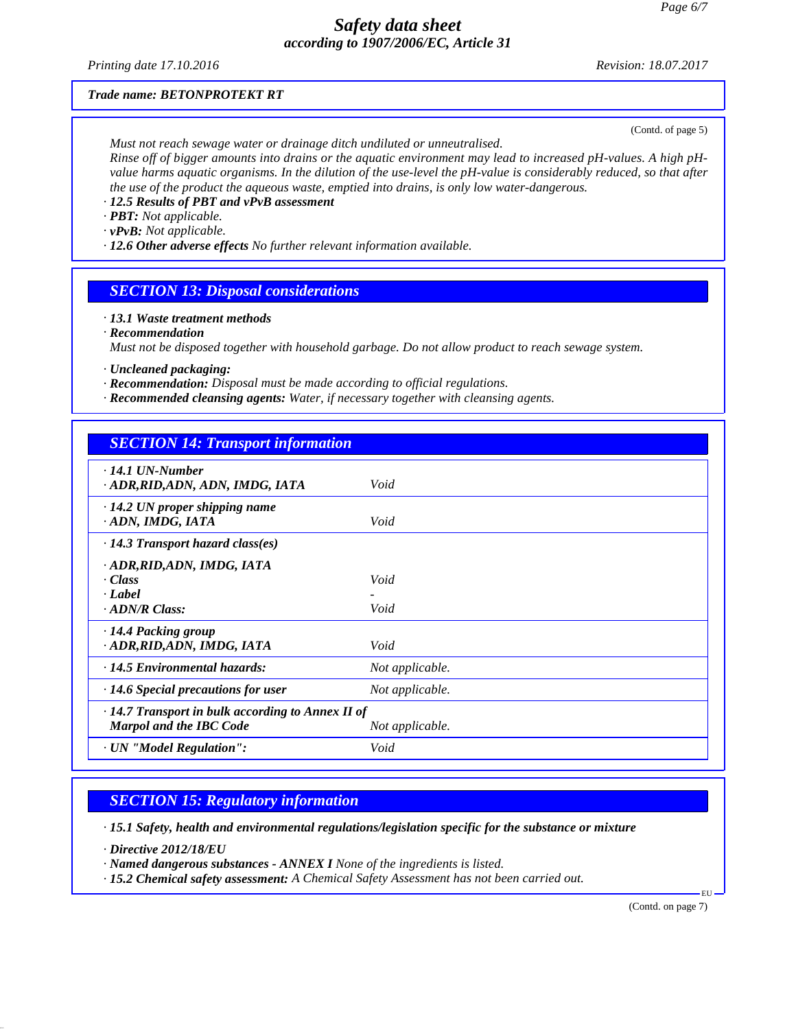**Trade name: BETONPROTEKT RT**

(Contd. of page 5)

*Must not reach sewage water or drainage ditch undiluted or unneutralised.*
*Rinse off of bigger amounts into drains or the aquatic environment may lead to increased pH-values. A high pH-value harms aquatic organisms. In the dilution of the use-level the pH-value is considerably reduced, so that after the use of the product the aqueous waste, emptied into drains, is only low water-dangerous.*

· **12.5 Results of PBT and vPvB assessment**
· **PBT:** Not applicable.
· **vPvB:** Not applicable.
· **12.6 Other adverse effects** No further relevant information available.

## SECTION 13: Disposal considerations

· **13.1 Waste treatment methods**
· **Recommendation**
Must not be disposed together with household garbage. Do not allow product to reach sewage system.

· **Uncleaned packaging:**
· **Recommendation:** Disposal must be made according to official regulations.
· **Recommended cleansing agents:** Water, if necessary together with cleansing agents.

## SECTION 14: Transport information

| | |
|---|---|
| · **14.1 UN-Number** | |
| · **ADR,RID,ADN, ADN, IMDG, IATA** | Void |
| · **14.2 UN proper shipping name** | |
| · **ADN, IMDG, IATA** | Void |
| · **14.3 Transport hazard class(es)** | |
| · **ADR,RID,ADN, IMDG, IATA** | |
| · **Class** | Void |
| · **Label** | - |
| · **ADN/R Class:** | Void |
| · **14.4 Packing group** | |
| · **ADR,RID,ADN, IMDG, IATA** | Void |
| · **14.5 Environmental hazards:** | Not applicable. |
| · **14.6 Special precautions for user** | Not applicable. |
| · **14.7 Transport in bulk according to Annex II of Marpol and the IBC Code** | Not applicable. |
| · **UN "Model Regulation":** | Void |

## SECTION 15: Regulatory information

· **15.1 Safety, health and environmental regulations/legislation specific for the substance or mixture**

· **Directive 2012/18/EU**
· **Named dangerous substances - ANNEX I** None of the ingredients is listed.
· **15.2 Chemical safety assessment:** A Chemical Safety Assessment has not been carried out.

(Contd. on page 7)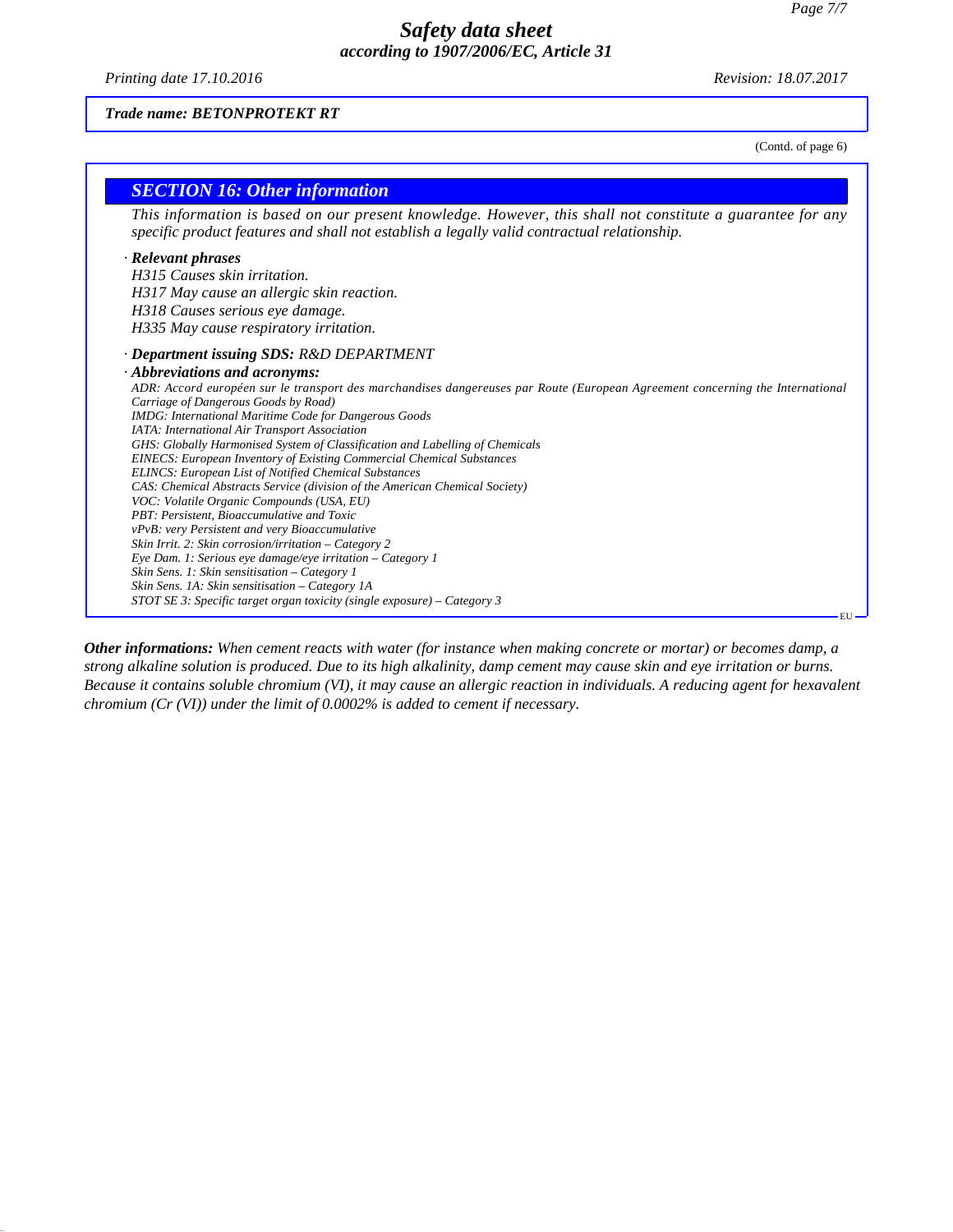**Trade name: BETONPROTEKT RT**

(Contd. of page 6)

## SECTION 16: Other information

*This information is based on our present knowledge. However, this shall not constitute a guarantee for any specific product features and shall not establish a legally valid contractual relationship.*

· ***Relevant phrases***

*H315 Causes skin irritation.*
*H317 May cause an allergic skin reaction.*
*H318 Causes serious eye damage.*
*H335 May cause respiratory irritation.*

· ***Department issuing SDS:*** *R&D DEPARTMENT*

· ***Abbreviations and acronyms:***

*ADR: Accord européen sur le transport des marchandises dangereuses par Route (European Agreement concerning the International Carriage of Dangerous Goods by Road)*
*IMDG: International Maritime Code for Dangerous Goods*
*IATA: International Air Transport Association*
*GHS: Globally Harmonised System of Classification and Labelling of Chemicals*
*EINECS: European Inventory of Existing Commercial Chemical Substances*
*ELINCS: European List of Notified Chemical Substances*
*CAS: Chemical Abstracts Service (division of the American Chemical Society)*
*VOC: Volatile Organic Compounds (USA, EU)*
*PBT: Persistent, Bioaccumulative and Toxic*
*vPvB: very Persistent and very Bioaccumulative*
*Skin Irrit. 2: Skin corrosion/irritation – Category 2*
*Eye Dam. 1: Serious eye damage/eye irritation – Category 1*
*Skin Sens. 1: Skin sensitisation – Category 1*
*Skin Sens. 1A: Skin sensitisation – Category 1A*
*STOT SE 3: Specific target organ toxicity (single exposure) – Category 3*

EU

***Other informations:*** *When cement reacts with water (for instance when making concrete or mortar) or becomes damp, a strong alkaline solution is produced. Due to its high alkalinity, damp cement may cause skin and eye irritation or burns. Because it contains soluble chromium (VI), it may cause an allergic reaction in individuals. A reducing agent for hexavalent chromium (Cr (VI)) under the limit of 0.0002% is added to cement if necessary.*